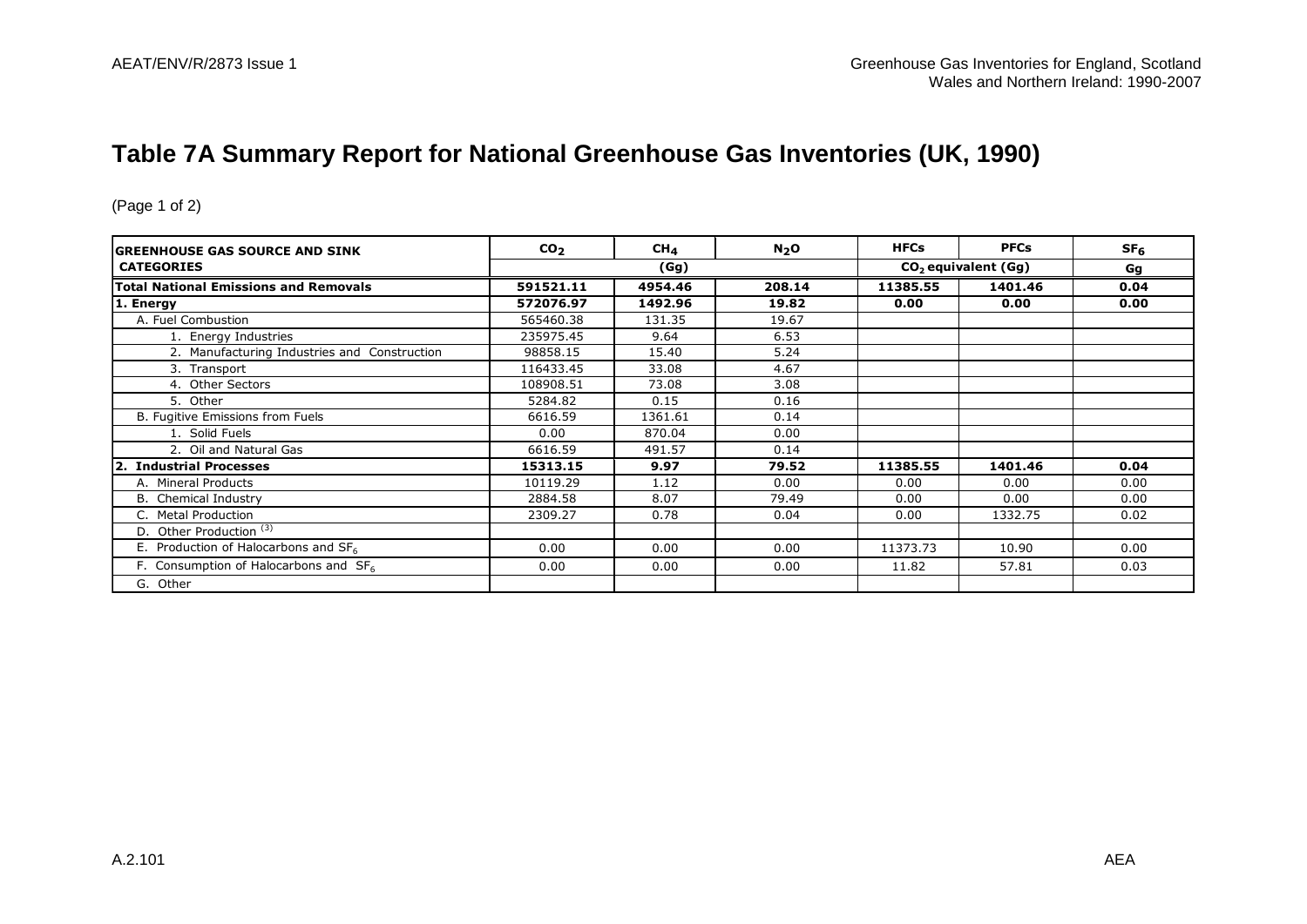## Table 7A Summary Report for National Greenhouse Gas Inventories (UK, 1990)

(Page 1 of 2)

| GREENHOUSE GAS SOURCE AND SINK CATEGORIES | $CO_2$ | $CH_4$ | $N_2O$ | HFCs | PFCs | $SF_6$ |
|---|---|---|---|---|---|---|
| | (Gg) | | | $CO_2$ equivalent (Gg) | | Gg |
| **Total National Emissions and Removals** | **591521.11** | **4954.46** | **208.14** | **11385.55** | **1401.46** | **0.04** |
| **1. Energy** | **572076.97** | **1492.96** | **19.82** | **0.00** | **0.00** | **0.00** |
| A. Fuel Combustion | 565460.38 | 131.35 | 19.67 | | | |
| 1. Energy Industries | 235975.45 | 9.64 | 6.53 | | | |
| 2. Manufacturing Industries and Construction | 98858.15 | 15.40 | 5.24 | | | |
| 3. Transport | 116433.45 | 33.08 | 4.67 | | | |
| 4. Other Sectors | 108908.51 | 73.08 | 3.08 | | | |
| 5. Other | 5284.82 | 0.15 | 0.16 | | | |
| B. Fugitive Emissions from Fuels | 6616.59 | 1361.61 | 0.14 | | | |
| 1. Solid Fuels | 0.00 | 870.04 | 0.00 | | | |
| 2. Oil and Natural Gas | 6616.59 | 491.57 | 0.14 | | | |
| **2. Industrial Processes** | **15313.15** | **9.97** | **79.52** | **11385.55** | **1401.46** | **0.04** |
| A. Mineral Products | 10119.29 | 1.12 | 0.00 | 0.00 | 0.00 | 0.00 |
| B. Chemical Industry | 2884.58 | 8.07 | 79.49 | 0.00 | 0.00 | 0.00 |
| C. Metal Production | 2309.27 | 0.78 | 0.04 | 0.00 | 1332.75 | 0.02 |
| D. Other Production [(3)] | | | | | | |
| E. Production of Halocarbons and $SF_6$ | 0.00 | 0.00 | 0.00 | 11373.73 | 10.90 | 0.00 |
| F. Consumption of Halocarbons and $SF_6$ | 0.00 | 0.00 | 0.00 | 11.82 | 57.81 | 0.03 |
| G. Other | | | | | | |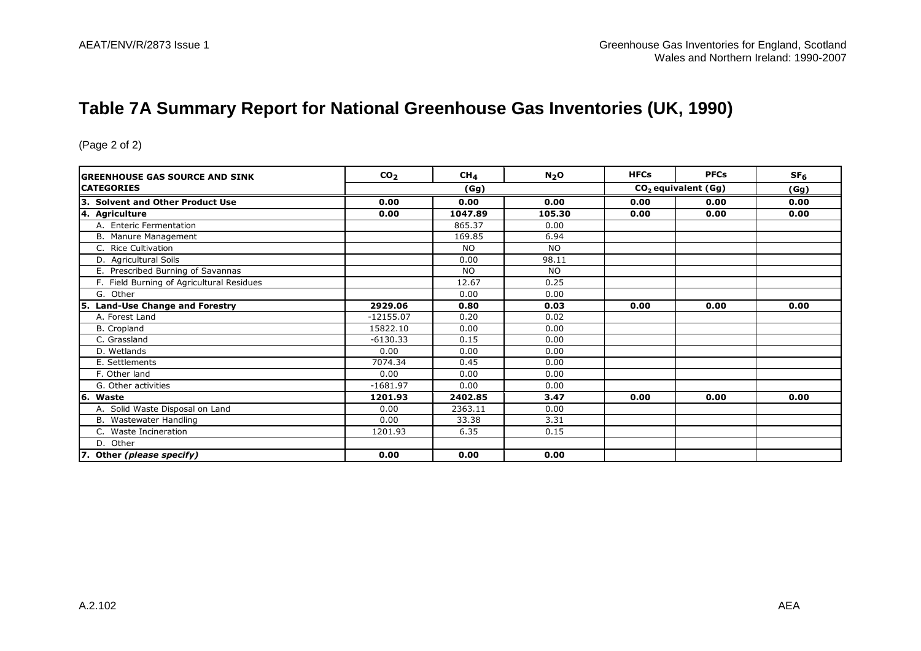# Table 7A Summary Report for National Greenhouse Gas Inventories (UK, 1990)

(Page 2 of 2)

| GREENHOUSE GAS SOURCE AND SINK CATEGORIES | $CO_2$ | $CH_4$ | $N_2O$ | HFCs | PFCs | $SF_6$ |
|---|---|---|---|---|---|---|
| | (Gg) | | | $CO_2$ equivalent (Gg) | | (Gg) |
| **3. Solvent and Other Product Use** | **0.00** | **0.00** | **0.00** | **0.00** | **0.00** | **0.00** |
| **4. Agriculture** | **0.00** | **1047.89** | **105.30** | **0.00** | **0.00** | **0.00** |
| A. Enteric Fermentation | | 865.37 | 0.00 | | | |
| B. Manure Management | | 169.85 | 6.94 | | | |
| C. Rice Cultivation | | NO | NO | | | |
| D. Agricultural Soils | | 0.00 | 98.11 | | | |
| E. Prescribed Burning of Savannas | | NO | NO | | | |
| F. Field Burning of Agricultural Residues | | 12.67 | 0.25 | | | |
| G. Other | | 0.00 | 0.00 | | | |
| **5. Land-Use Change and Forestry** | **2929.06** | **0.80** | **0.03** | **0.00** | **0.00** | **0.00** |
| A. Forest Land | -12155.07 | 0.20 | 0.02 | | | |
| B. Cropland | 15822.10 | 0.00 | 0.00 | | | |
| C. Grassland | -6130.33 | 0.15 | 0.00 | | | |
| D. Wetlands | 0.00 | 0.00 | 0.00 | | | |
| E. Settlements | 7074.34 | 0.45 | 0.00 | | | |
| F. Other land | 0.00 | 0.00 | 0.00 | | | |
| G. Other activities | -1681.97 | 0.00 | 0.00 | | | |
| **6. Waste** | **1201.93** | **2402.85** | **3.47** | **0.00** | **0.00** | **0.00** |
| A. Solid Waste Disposal on Land | 0.00 | 2363.11 | 0.00 | | | |
| B. Wastewater Handling | 0.00 | 33.38 | 3.31 | | | |
| C. Waste Incineration | 1201.93 | 6.35 | 0.15 | | | |
| D. Other | | | | | | |
| **7. Other *(please specify)*** | **0.00** | **0.00** | **0.00** | | | |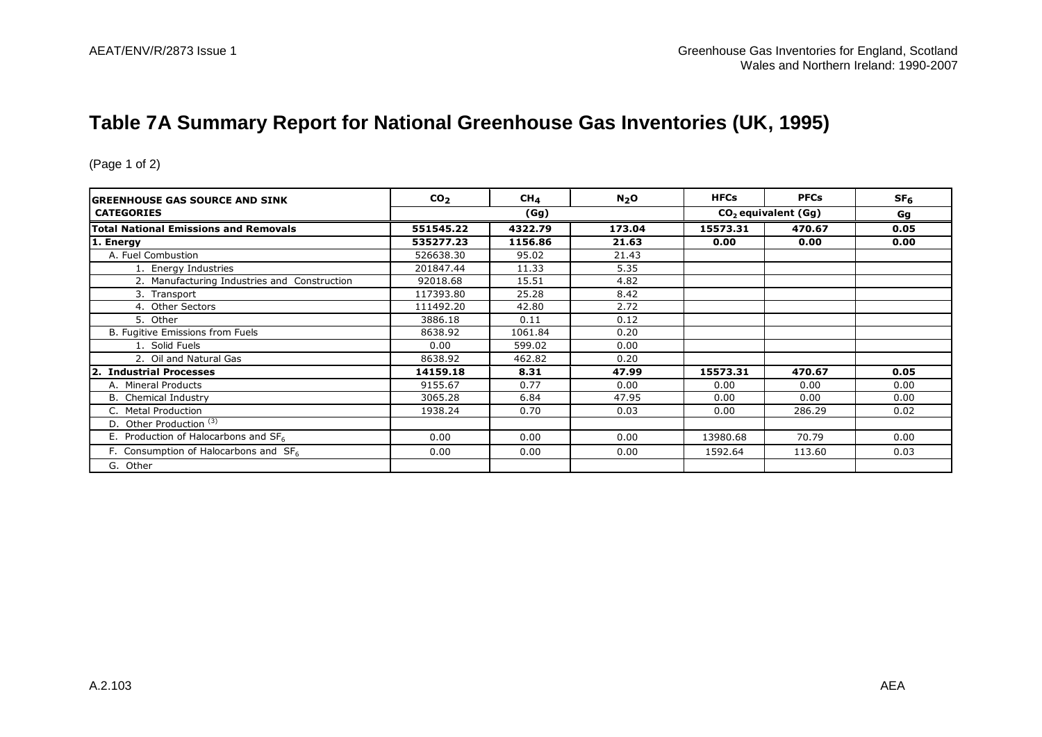# Table 7A Summary Report for National Greenhouse Gas Inventories (UK, 1995)

(Page 1 of 2)

| GREENHOUSE GAS SOURCE AND SINK CATEGORIES | $CO_2$ | $CH_4$ | $N_2O$ | HFCs | PFCs | $SF_6$ |
|---|---|---|---|---|---|---|
| | (Gg) | | | $CO_2$ equivalent (Gg) | | Gg |
| **Total National Emissions and Removals** | **551545.22** | **4322.79** | **173.04** | **15573.31** | **470.67** | **0.05** |
| **1. Energy** | **535277.23** | **1156.86** | **21.63** | **0.00** | **0.00** | **0.00** |
| A. Fuel Combustion | 526638.30 | 95.02 | 21.43 | | | |
| 1. Energy Industries | 201847.44 | 11.33 | 5.35 | | | |
| 2. Manufacturing Industries and Construction | 92018.68 | 15.51 | 4.82 | | | |
| 3. Transport | 117393.80 | 25.28 | 8.42 | | | |
| 4. Other Sectors | 111492.20 | 42.80 | 2.72 | | | |
| 5. Other | 3886.18 | 0.11 | 0.12 | | | |
| B. Fugitive Emissions from Fuels | 8638.92 | 1061.84 | 0.20 | | | |
| 1. Solid Fuels | 0.00 | 599.02 | 0.00 | | | |
| 2. Oil and Natural Gas | 8638.92 | 462.82 | 0.20 | | | |
| **2. Industrial Processes** | **14159.18** | **8.31** | **47.99** | **15573.31** | **470.67** | **0.05** |
| A. Mineral Products | 9155.67 | 0.77 | 0.00 | 0.00 | 0.00 | 0.00 |
| B. Chemical Industry | 3065.28 | 6.84 | 47.95 | 0.00 | 0.00 | 0.00 |
| C. Metal Production | 1938.24 | 0.70 | 0.03 | 0.00 | 286.29 | 0.02 |
| D. Other Production [(3)] | | | | | | |
| E. Production of Halocarbons and $SF_6$ | 0.00 | 0.00 | 0.00 | 13980.68 | 70.79 | 0.00 |
| F. Consumption of Halocarbons and $SF_6$ | 0.00 | 0.00 | 0.00 | 1592.64 | 113.60 | 0.03 |
| G. Other | | | | | | |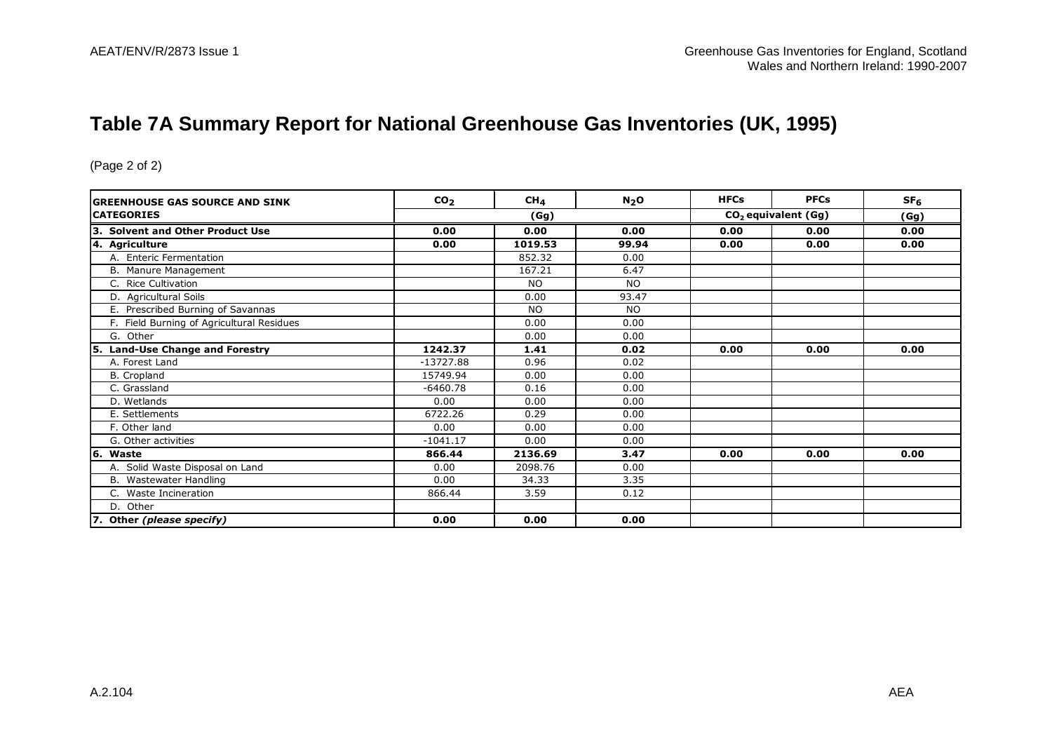## Table 7A Summary Report for National Greenhouse Gas Inventories (UK, 1995)

(Page 2 of 2)

| GREENHOUSE GAS SOURCE AND SINK CATEGORIES | $CO_2$ | $CH_4$ | $N_2O$ | HFCs | PFCs | $SF_6$ |
|---|---|---|---|---|---|---|
| | (Gg) | | | $CO_2$ equivalent (Gg) | | (Gg) |
| **3. Solvent and Other Product Use** | **0.00** | **0.00** | **0.00** | **0.00** | **0.00** | **0.00** |
| **4. Agriculture** | **0.00** | **1019.53** | **99.94** | **0.00** | **0.00** | **0.00** |
| A. Enteric Fermentation | | 852.32 | 0.00 | | | |
| B. Manure Management | | 167.21 | 6.47 | | | |
| C. Rice Cultivation | | NO | NO | | | |
| D. Agricultural Soils | | 0.00 | 93.47 | | | |
| E. Prescribed Burning of Savannas | | NO | NO | | | |
| F. Field Burning of Agricultural Residues | | 0.00 | 0.00 | | | |
| G. Other | | 0.00 | 0.00 | | | |
| **5. Land-Use Change and Forestry** | **1242.37** | **1.41** | **0.02** | **0.00** | **0.00** | **0.00** |
| A. Forest Land | -13727.88 | 0.96 | 0.02 | | | |
| B. Cropland | 15749.94 | 0.00 | 0.00 | | | |
| C. Grassland | -6460.78 | 0.16 | 0.00 | | | |
| D. Wetlands | 0.00 | 0.00 | 0.00 | | | |
| E. Settlements | 6722.26 | 0.29 | 0.00 | | | |
| F. Other land | 0.00 | 0.00 | 0.00 | | | |
| G. Other activities | -1041.17 | 0.00 | 0.00 | | | |
| **6. Waste** | **866.44** | **2136.69** | **3.47** | **0.00** | **0.00** | **0.00** |
| A. Solid Waste Disposal on Land | 0.00 | 2098.76 | 0.00 | | | |
| B. Wastewater Handling | 0.00 | 34.33 | 3.35 | | | |
| C. Waste Incineration | 866.44 | 3.59 | 0.12 | | | |
| D. Other | | | | | | |
| **7. Other *(please specify)*** | **0.00** | **0.00** | **0.00** | | | |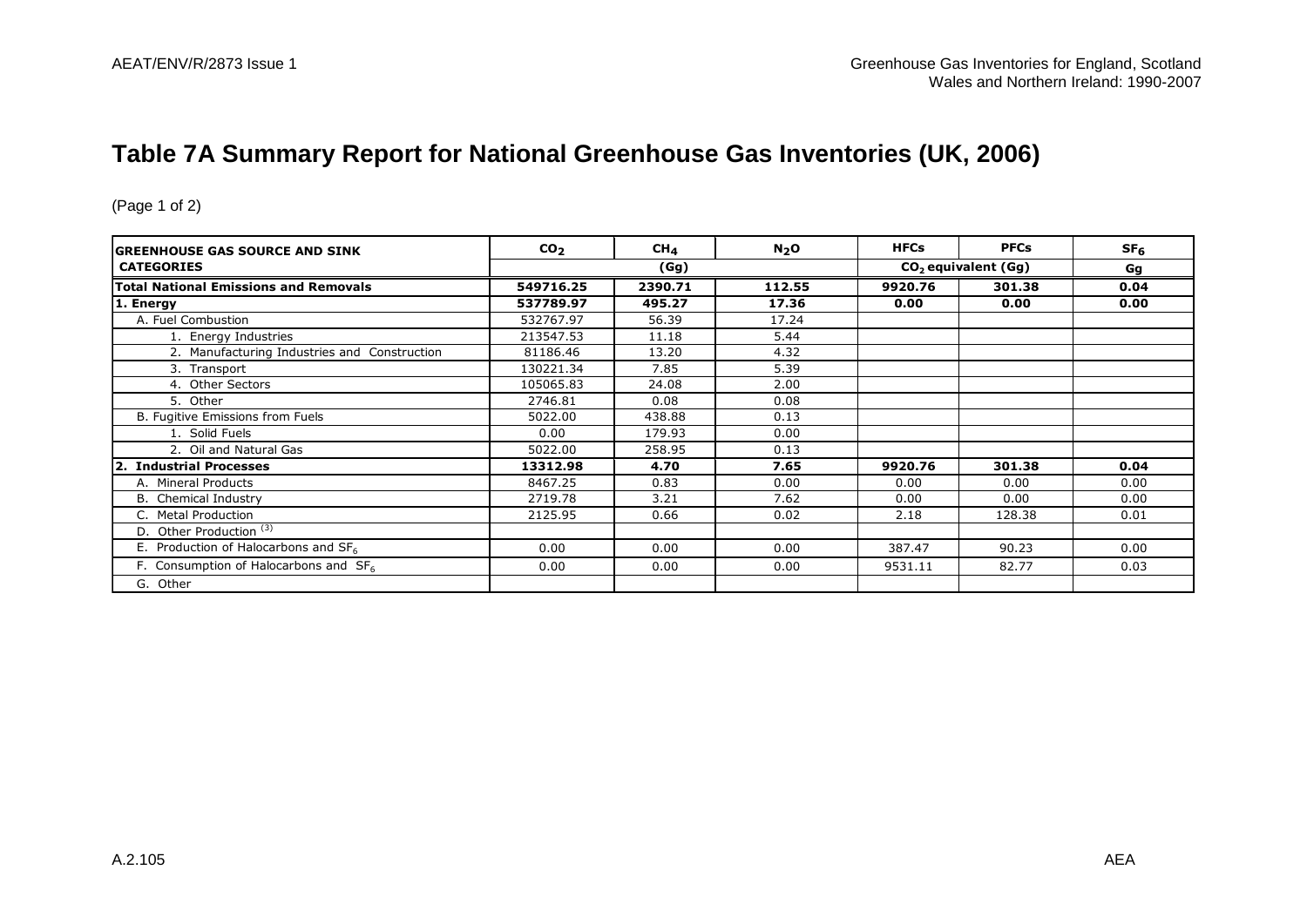# Table 7A Summary Report for National Greenhouse Gas Inventories (UK, 2006)

(Page 1 of 2)

| GREENHOUSE GAS SOURCE AND SINK CATEGORIES | $CO_2$ | $CH_4$ | $N_2O$ | HFCs | PFCs | $SF_6$ |
|---|---|---|---|---|---|---|
| | (Gg) | | | $CO_2$ equivalent (Gg) | | Gg |
| **Total National Emissions and Removals** | **549716.25** | **2390.71** | **112.55** | **9920.76** | **301.38** | **0.04** |
| **1. Energy** | **537789.97** | **495.27** | **17.36** | **0.00** | **0.00** | **0.00** |
| A. Fuel Combustion | 532767.97 | 56.39 | 17.24 | | | |
| 1. Energy Industries | 213547.53 | 11.18 | 5.44 | | | |
| 2. Manufacturing Industries and Construction | 81186.46 | 13.20 | 4.32 | | | |
| 3. Transport | 130221.34 | 7.85 | 5.39 | | | |
| 4. Other Sectors | 105065.83 | 24.08 | 2.00 | | | |
| 5. Other | 2746.81 | 0.08 | 0.08 | | | |
| B. Fugitive Emissions from Fuels | 5022.00 | 438.88 | 0.13 | | | |
| 1. Solid Fuels | 0.00 | 179.93 | 0.00 | | | |
| 2. Oil and Natural Gas | 5022.00 | 258.95 | 0.13 | | | |
| **2. Industrial Processes** | **13312.98** | **4.70** | **7.65** | **9920.76** | **301.38** | **0.04** |
| A. Mineral Products | 8467.25 | 0.83 | 0.00 | 0.00 | 0.00 | 0.00 |
| B. Chemical Industry | 2719.78 | 3.21 | 7.62 | 0.00 | 0.00 | 0.00 |
| C. Metal Production | 2125.95 | 0.66 | 0.02 | 2.18 | 128.38 | 0.01 |
| D. Other Production [(3)] | | | | | | |
| E. Production of Halocarbons and $SF_6$ | 0.00 | 0.00 | 0.00 | 387.47 | 90.23 | 0.00 |
| F. Consumption of Halocarbons and $SF_6$ | 0.00 | 0.00 | 0.00 | 9531.11 | 82.77 | 0.03 |
| G. Other | | | | | | |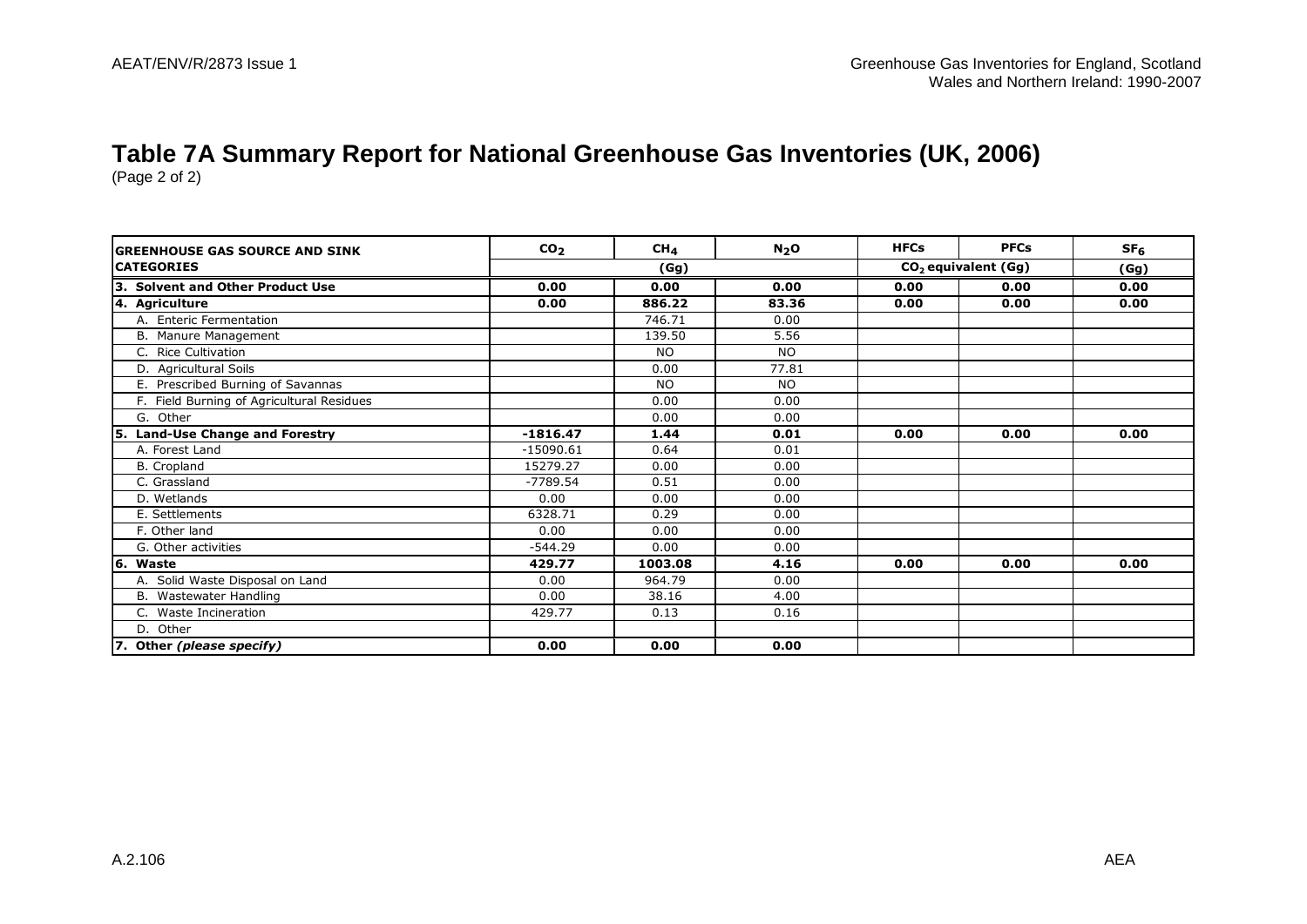# Table 7A Summary Report for National Greenhouse Gas Inventories (UK, 2006)

(Page 2 of 2)

| GREENHOUSE GAS SOURCE AND SINK CATEGORIES | $CO_2$ | $CH_4$ | $N_2O$ | HFCs | PFCs | $SF_6$ |
|---|---|---|---|---|---|---|
| | (Gg) | | | $CO_2$ equivalent (Gg) | | (Gg) |
| **3. Solvent and Other Product Use** | **0.00** | **0.00** | **0.00** | **0.00** | **0.00** | **0.00** |
| **4. Agriculture** | **0.00** | **886.22** | **83.36** | **0.00** | **0.00** | **0.00** |
| A. Enteric Fermentation | | 746.71 | 0.00 | | | |
| B. Manure Management | | 139.50 | 5.56 | | | |
| C. Rice Cultivation | | NO | NO | | | |
| D. Agricultural Soils | | 0.00 | 77.81 | | | |
| E. Prescribed Burning of Savannas | | NO | NO | | | |
| F. Field Burning of Agricultural Residues | | 0.00 | 0.00 | | | |
| G. Other | | 0.00 | 0.00 | | | |
| **5. Land-Use Change and Forestry** | **-1816.47** | **1.44** | **0.01** | **0.00** | **0.00** | **0.00** |
| A. Forest Land | -15090.61 | 0.64 | 0.01 | | | |
| B. Cropland | 15279.27 | 0.00 | 0.00 | | | |
| C. Grassland | -7789.54 | 0.51 | 0.00 | | | |
| D. Wetlands | 0.00 | 0.00 | 0.00 | | | |
| E. Settlements | 6328.71 | 0.29 | 0.00 | | | |
| F. Other land | 0.00 | 0.00 | 0.00 | | | |
| G. Other activities | -544.29 | 0.00 | 0.00 | | | |
| **6. Waste** | **429.77** | **1003.08** | **4.16** | **0.00** | **0.00** | **0.00** |
| A. Solid Waste Disposal on Land | 0.00 | 964.79 | 0.00 | | | |
| B. Wastewater Handling | 0.00 | 38.16 | 4.00 | | | |
| C. Waste Incineration | 429.77 | 0.13 | 0.16 | | | |
| D. Other | | | | | | |
| **7. Other *(please specify)*** | **0.00** | **0.00** | **0.00** | | | |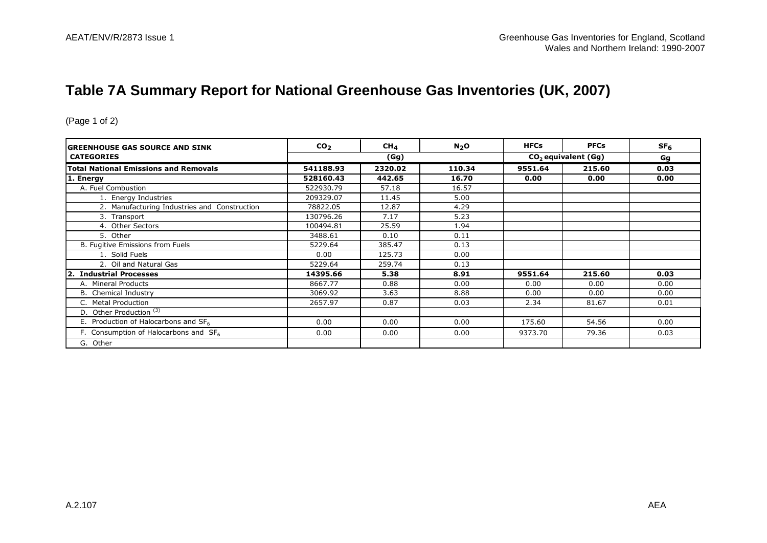# Table 7A Summary Report for National Greenhouse Gas Inventories (UK, 2007)

(Page 1 of 2)

| GREENHOUSE GAS SOURCE AND SINK CATEGORIES | $CO_2$ | $CH_4$ | $N_2O$ | HFCs | PFCs | $SF_6$ |
|---|---|---|---|---|---|---|
| | (Gg) | | | $CO_2$ equivalent (Gg) | | Gg |
| **Total National Emissions and Removals** | **541188.93** | **2320.02** | **110.34** | **9551.64** | **215.60** | **0.03** |
| **1. Energy** | **528160.43** | **442.65** | **16.70** | **0.00** | **0.00** | **0.00** |
| A. Fuel Combustion | 522930.79 | 57.18 | 16.57 | | | |
| 1. Energy Industries | 209329.07 | 11.45 | 5.00 | | | |
| 2. Manufacturing Industries and Construction | 78822.05 | 12.87 | 4.29 | | | |
| 3. Transport | 130796.26 | 7.17 | 5.23 | | | |
| 4. Other Sectors | 100494.81 | 25.59 | 1.94 | | | |
| 5. Other | 3488.61 | 0.10 | 0.11 | | | |
| B. Fugitive Emissions from Fuels | 5229.64 | 385.47 | 0.13 | | | |
| 1. Solid Fuels | 0.00 | 125.73 | 0.00 | | | |
| 2. Oil and Natural Gas | 5229.64 | 259.74 | 0.13 | | | |
| **2. Industrial Processes** | **14395.66** | **5.38** | **8.91** | **9551.64** | **215.60** | **0.03** |
| A. Mineral Products | 8667.77 | 0.88 | 0.00 | 0.00 | 0.00 | 0.00 |
| B. Chemical Industry | 3069.92 | 3.63 | 8.88 | 0.00 | 0.00 | 0.00 |
| C. Metal Production | 2657.97 | 0.87 | 0.03 | 2.34 | 81.67 | 0.01 |
| D. Other Production [(3)] | | | | | | |
| E. Production of Halocarbons and $SF_6$ | 0.00 | 0.00 | 0.00 | 175.60 | 54.56 | 0.00 |
| F. Consumption of Halocarbons and $SF_6$ | 0.00 | 0.00 | 0.00 | 9373.70 | 79.36 | 0.03 |
| G. Other | | | | | | |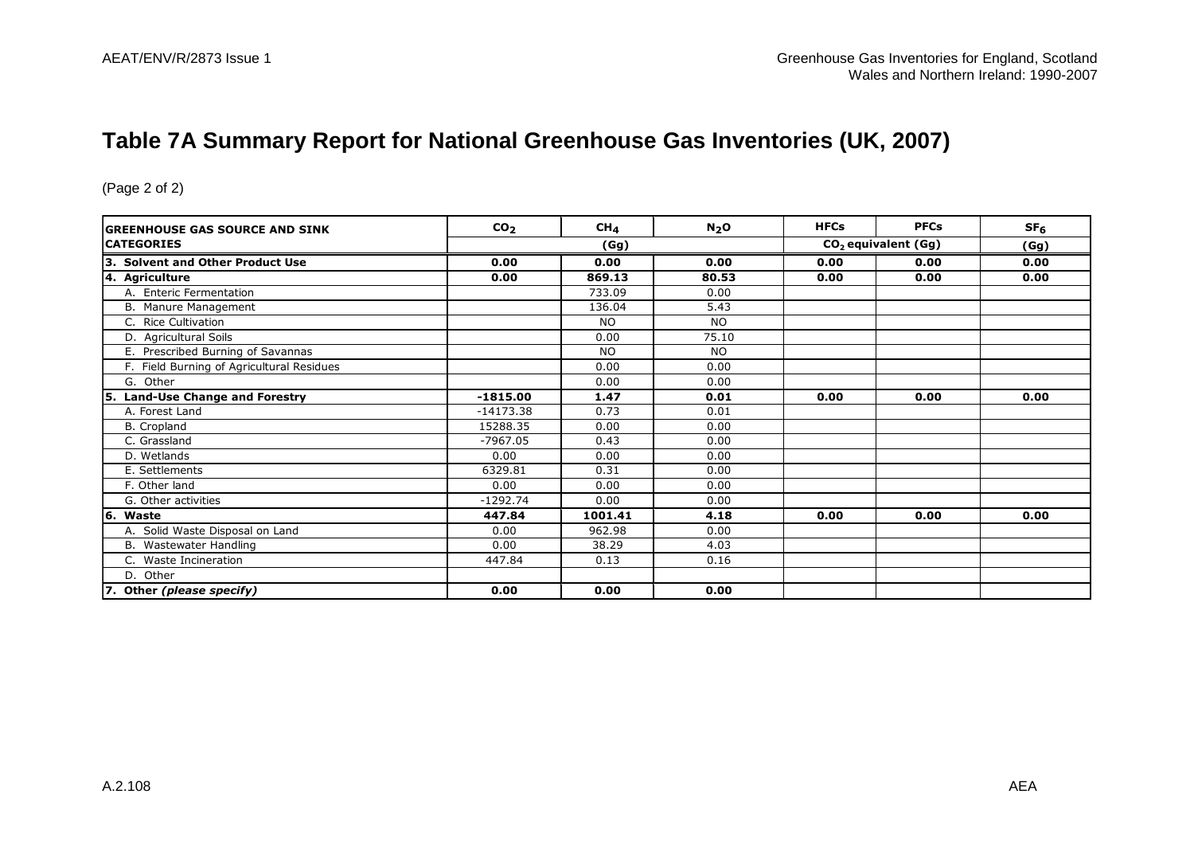# Table 7A Summary Report for National Greenhouse Gas Inventories (UK, 2007)

(Page 2 of 2)

| GREENHOUSE GAS SOURCE AND SINK CATEGORIES | $CO_2$ | $CH_4$ | $N_2O$ | HFCs | PFCs | $SF_6$ |
|---|---|---|---|---|---|---|
| | (Gg) | | | $CO_2$ equivalent (Gg) | | (Gg) |
| **3. Solvent and Other Product Use** | **0.00** | **0.00** | **0.00** | **0.00** | **0.00** | **0.00** |
| **4. Agriculture** | **0.00** | **869.13** | **80.53** | **0.00** | **0.00** | **0.00** |
| A. Enteric Fermentation | | 733.09 | 0.00 | | | |
| B. Manure Management | | 136.04 | 5.43 | | | |
| C. Rice Cultivation | | NO | NO | | | |
| D. Agricultural Soils | | 0.00 | 75.10 | | | |
| E. Prescribed Burning of Savannas | | NO | NO | | | |
| F. Field Burning of Agricultural Residues | | 0.00 | 0.00 | | | |
| G. Other | | 0.00 | 0.00 | | | |
| **5. Land-Use Change and Forestry** | **-1815.00** | **1.47** | **0.01** | **0.00** | **0.00** | **0.00** |
| A. Forest Land | -14173.38 | 0.73 | 0.01 | | | |
| B. Cropland | 15288.35 | 0.00 | 0.00 | | | |
| C. Grassland | -7967.05 | 0.43 | 0.00 | | | |
| D. Wetlands | 0.00 | 0.00 | 0.00 | | | |
| E. Settlements | 6329.81 | 0.31 | 0.00 | | | |
| F. Other land | 0.00 | 0.00 | 0.00 | | | |
| G. Other activities | -1292.74 | 0.00 | 0.00 | | | |
| **6. Waste** | **447.84** | **1001.41** | **4.18** | **0.00** | **0.00** | **0.00** |
| A. Solid Waste Disposal on Land | 0.00 | 962.98 | 0.00 | | | |
| B. Wastewater Handling | 0.00 | 38.29 | 4.03 | | | |
| C. Waste Incineration | 447.84 | 0.13 | 0.16 | | | |
| D. Other | | | | | | |
| **7. Other *(please specify)*** | **0.00** | **0.00** | **0.00** | | | |